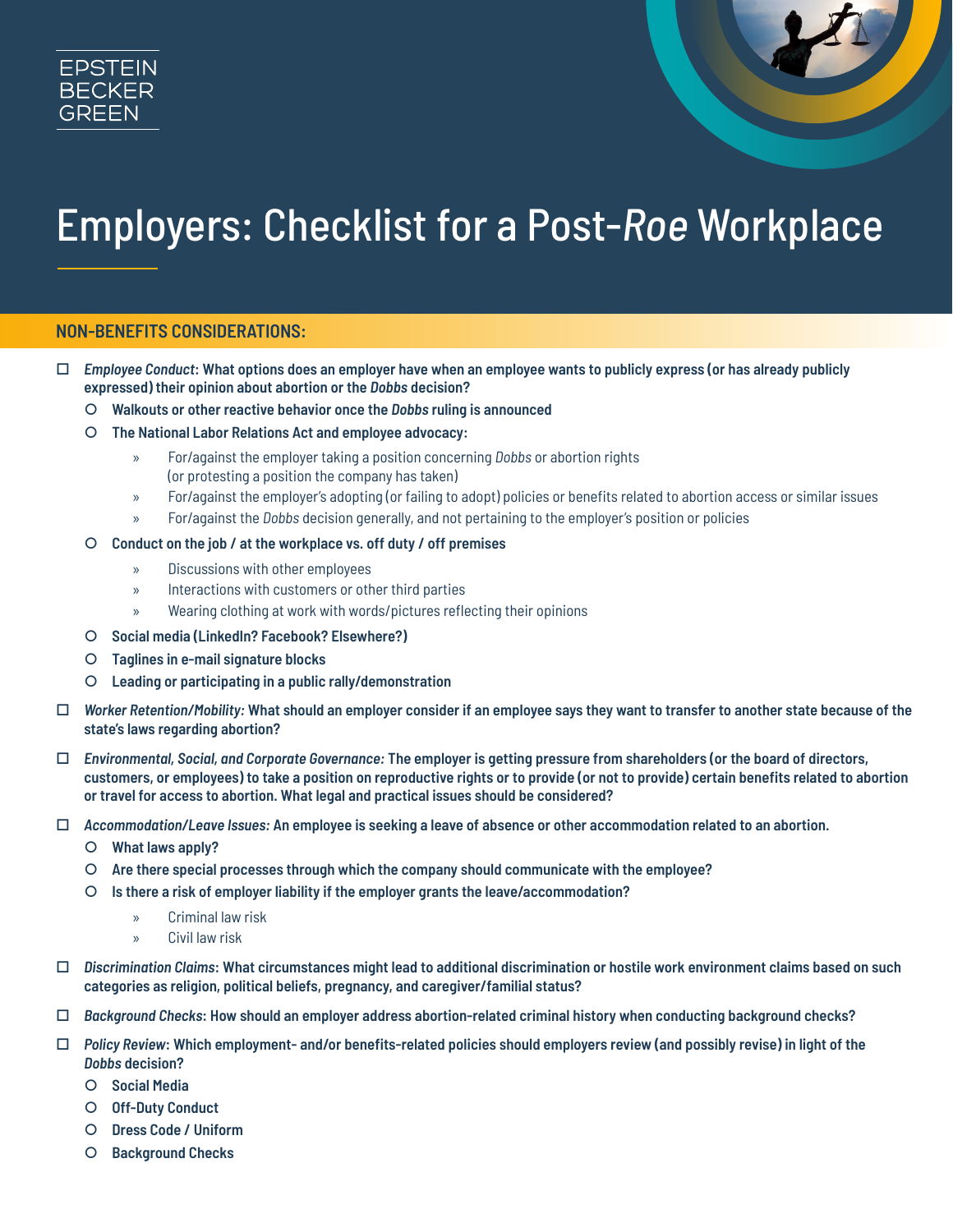EPSTEIN BECKER GREEN

# Employers: Checklist for a Post-*Roe* Workplace

## NON-BENEFITS CONSIDERATIONS:

- ☐ ***Employee Conduct*: What options does an employer have when an employee wants to publicly express (or has already publicly expressed) their opinion about abortion or the *Dobbs* decision?**
  - **Walkouts or other reactive behavior once the *Dobbs* ruling is announced**
  - **The National Labor Relations Act and employee advocacy:**
    - For/against the employer taking a position concerning *Dobbs* or abortion rights (or protesting a position the company has taken)
    - For/against the employer's adopting (or failing to adopt) policies or benefits related to abortion access or similar issues
    - For/against the *Dobbs* decision generally, and not pertaining to the employer's position or policies
  - **Conduct on the job / at the workplace vs. off duty / off premises**
    - Discussions with other employees
    - Interactions with customers or other third parties
    - Wearing clothing at work with words/pictures reflecting their opinions
  - **Social media (LinkedIn? Facebook? Elsewhere?)**
  - **Taglines in e-mail signature blocks**
  - **Leading or participating in a public rally/demonstration**
- ☐ ***Worker Retention/Mobility:* What should an employer consider if an employee says they want to transfer to another state because of the state's laws regarding abortion?**
- ☐ ***Environmental, Social, and Corporate Governance:* The employer is getting pressure from shareholders (or the board of directors, customers, or employees) to take a position on reproductive rights or to provide (or not to provide) certain benefits related to abortion or travel for access to abortion. What legal and practical issues should be considered?**
- ☐ ***Accommodation/Leave Issues:* An employee is seeking a leave of absence or other accommodation related to an abortion.**
  - **What laws apply?**
  - **Are there special processes through which the company should communicate with the employee?**
  - **Is there a risk of employer liability if the employer grants the leave/accommodation?**
    - Criminal law risk
    - Civil law risk
- ☐ ***Discrimination Claims*: What circumstances might lead to additional discrimination or hostile work environment claims based on such categories as religion, political beliefs, pregnancy, and caregiver/familial status?**
- ☐ ***Background Checks*: How should an employer address abortion-related criminal history when conducting background checks?**
- ☐ ***Policy Review*: Which employment- and/or benefits-related policies should employers review (and possibly revise) in light of the *Dobbs* decision?**
  - **Social Media**
  - **Off-Duty Conduct**
  - **Dress Code / Uniform**
  - **Background Checks**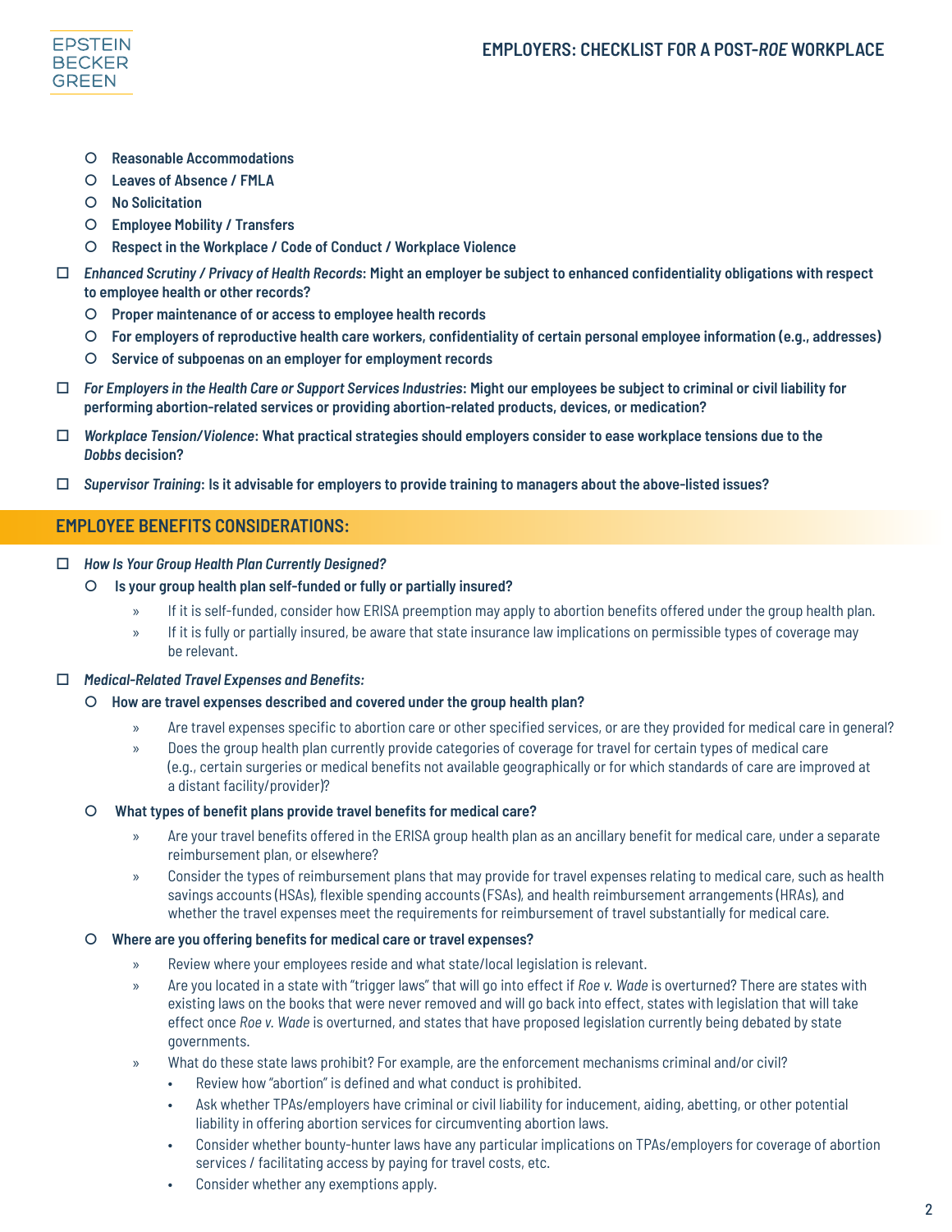- ○ **Reasonable Accommodations**
- ○ **Leaves of Absence / FMLA**
- ○ **No Solicitation**
- ○ **Employee Mobility / Transfers**
- ○ **Respect in the Workplace / Code of Conduct / Workplace Violence**

☐ ***Enhanced Scrutiny / Privacy of Health Records*: Might an employer be subject to enhanced confidentiality obligations with respect to employee health or other records?**

- ○ **Proper maintenance of or access to employee health records**
- ○ **For employers of reproductive health care workers, confidentiality of certain personal employee information (e.g., addresses)**
- ○ **Service of subpoenas on an employer for employment records**

☐ ***For Employers in the Health Care or Support Services Industries*: Might our employees be subject to criminal or civil liability for performing abortion-related services or providing abortion-related products, devices, or medication?**

☐ ***Workplace Tension/Violence*: What practical strategies should employers consider to ease workplace tensions due to the *Dobbs* decision?**

☐ ***Supervisor Training*: Is it advisable for employers to provide training to managers about the above-listed issues?**

## EMPLOYEE BENEFITS CONSIDERATIONS:

☐ ***How Is Your Group Health Plan Currently Designed?***

- ○ **Is your group health plan self-funded or fully or partially insured?**
  - » If it is self-funded, consider how ERISA preemption may apply to abortion benefits offered under the group health plan.
  - » If it is fully or partially insured, be aware that state insurance law implications on permissible types of coverage may be relevant.

☐ ***Medical-Related Travel Expenses and Benefits:***

- ○ **How are travel expenses described and covered under the group health plan?**
  - » Are travel expenses specific to abortion care or other specified services, or are they provided for medical care in general?
  - » Does the group health plan currently provide categories of coverage for travel for certain types of medical care (e.g., certain surgeries or medical benefits not available geographically or for which standards of care are improved at a distant facility/provider)?
- ○ **What types of benefit plans provide travel benefits for medical care?**
  - » Are your travel benefits offered in the ERISA group health plan as an ancillary benefit for medical care, under a separate reimbursement plan, or elsewhere?
  - » Consider the types of reimbursement plans that may provide for travel expenses relating to medical care, such as health savings accounts (HSAs), flexible spending accounts (FSAs), and health reimbursement arrangements (HRAs), and whether the travel expenses meet the requirements for reimbursement of travel substantially for medical care.
- ○ **Where are you offering benefits for medical care or travel expenses?**
  - » Review where your employees reside and what state/local legislation is relevant.
  - » Are you located in a state with "trigger laws" that will go into effect if *Roe v. Wade* is overturned? There are states with existing laws on the books that were never removed and will go back into effect, states with legislation that will take effect once *Roe v. Wade* is overturned, and states that have proposed legislation currently being debated by state governments.
  - » What do these state laws prohibit? For example, are the enforcement mechanisms criminal and/or civil?
    - Review how "abortion" is defined and what conduct is prohibited.
    - Ask whether TPAs/employers have criminal or civil liability for inducement, aiding, abetting, or other potential liability in offering abortion services for circumventing abortion laws.
    - Consider whether bounty-hunter laws have any particular implications on TPAs/employers for coverage of abortion services / facilitating access by paying for travel costs, etc.
    - Consider whether any exemptions apply.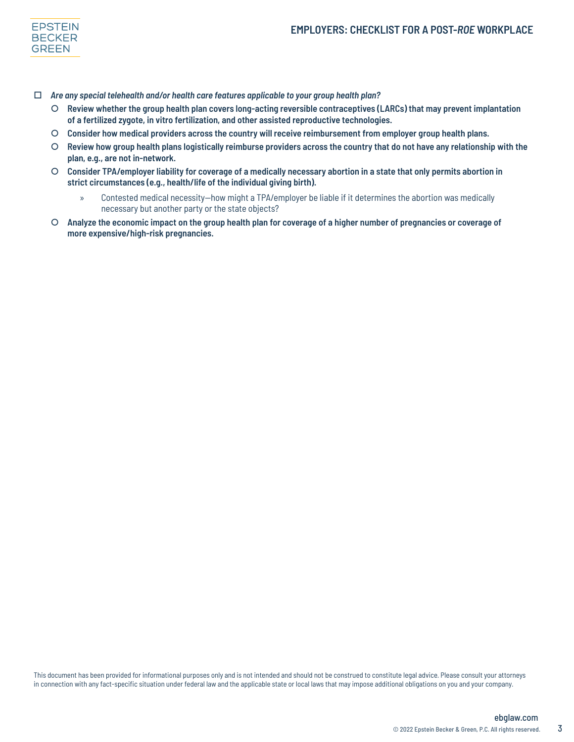- ☐ ***Are any special telehealth and/or health care features applicable to your group health plan?***
  - **Review whether the group health plan covers long-acting reversible contraceptives (LARCs) that may prevent implantation of a fertilized zygote, in vitro fertilization, and other assisted reproductive technologies.**
  - **Consider how medical providers across the country will receive reimbursement from employer group health plans.**
  - **Review how group health plans logistically reimburse providers across the country that do not have any relationship with the plan, e.g., are not in-network.**
  - **Consider TPA/employer liability for coverage of a medically necessary abortion in a state that only permits abortion in strict circumstances (e.g., health/life of the individual giving birth).**
    - Contested medical necessity—how might a TPA/employer be liable if it determines the abortion was medically necessary but another party or the state objects?
  - **Analyze the economic impact on the group health plan for coverage of a higher number of pregnancies or coverage of more expensive/high-risk pregnancies.**

This document has been provided for informational purposes only and is not intended and should not be construed to constitute legal advice. Please consult your attorneys in connection with any fact-specific situation under federal law and the applicable state or local laws that may impose additional obligations on you and your company.